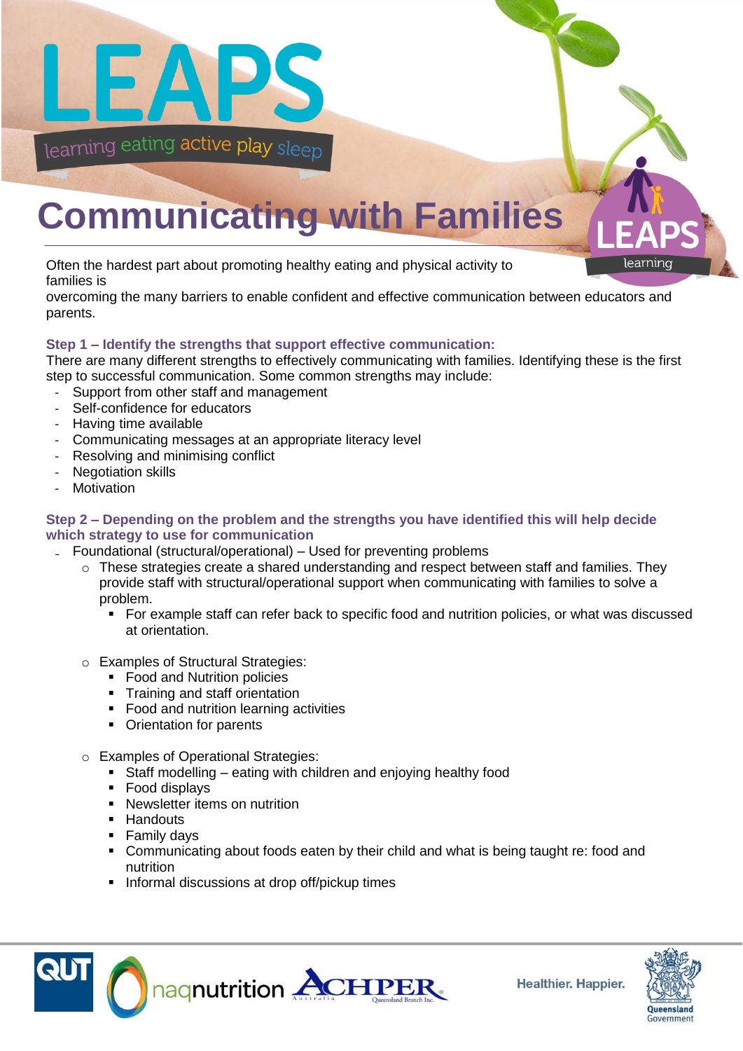# LEAPS

learning eating active play sleep

# Communicating with Families

Often the hardest part about promoting healthy eating and physical activity to families is overcoming the many barriers to enable confident and effective communication between educators and parents.

### Step 1 – Identify the strengths that support effective communication:

There are many different strengths to effectively communicating with families. Identifying these is the first step to successful communication. Some common strengths may include:

- Support from other staff and management
- Self-confidence for educators
- Having time available
- Communicating messages at an appropriate literacy level
- Resolving and minimising conflict
- Negotiation skills
- Motivation

### Step 2 – Depending on the problem and the strengths you have identified this will help decide which strategy to use for communication

- Foundational (structural/operational) – Used for preventing problems
  - These strategies create a shared understanding and respect between staff and families. They provide staff with structural/operational support when communicating with families to solve a problem.
    - For example staff can refer back to specific food and nutrition policies, or what was discussed at orientation.
  - Examples of Structural Strategies:
    - Food and Nutrition policies
    - Training and staff orientation
    - Food and nutrition learning activities
    - Orientation for parents
  - Examples of Operational Strategies:
    - Staff modelling – eating with children and enjoying healthy food
    - Food displays
    - Newsletter items on nutrition
    - Handouts
    - Family days
    - Communicating about foods eaten by their child and what is being taught re: food and nutrition
    - Informal discussions at drop off/pickup times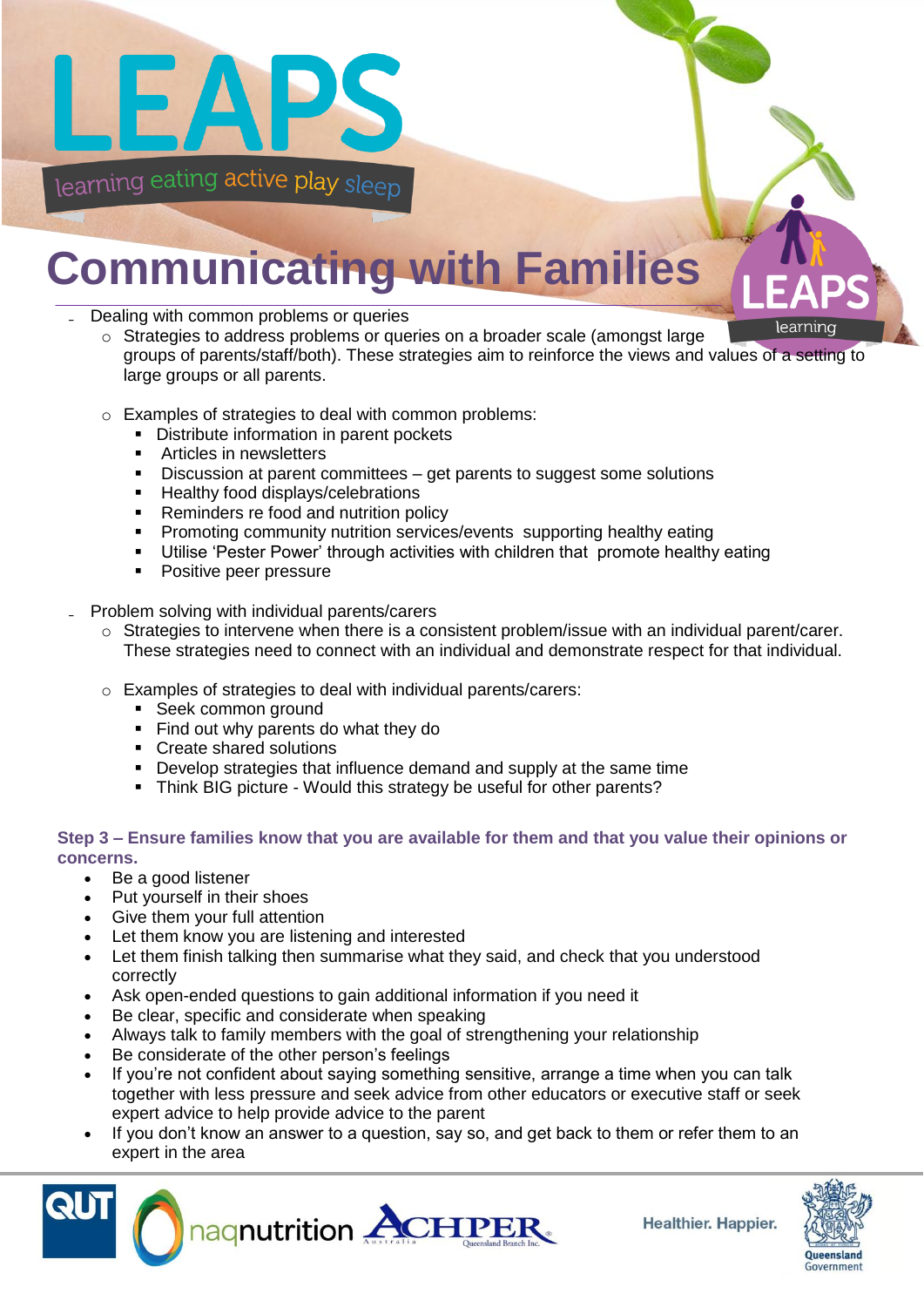# Communicating with Families

- Dealing with common problems or queries
  - Strategies to address problems or queries on a broader scale (amongst large groups of parents/staff/both). These strategies aim to reinforce the views and values of a setting to large groups or all parents.

  - Examples of strategies to deal with common problems:
    - Distribute information in parent pockets
    - Articles in newsletters
    - Discussion at parent committees – get parents to suggest some solutions
    - Healthy food displays/celebrations
    - Reminders re food and nutrition policy
    - Promoting community nutrition services/events supporting healthy eating
    - Utilise 'Pester Power' through activities with children that promote healthy eating
    - Positive peer pressure

- Problem solving with individual parents/carers
  - Strategies to intervene when there is a consistent problem/issue with an individual parent/carer. These strategies need to connect with an individual and demonstrate respect for that individual.

  - Examples of strategies to deal with individual parents/carers:
    - Seek common ground
    - Find out why parents do what they do
    - Create shared solutions
    - Develop strategies that influence demand and supply at the same time
    - Think BIG picture - Would this strategy be useful for other parents?

### Step 3 – Ensure families know that you are available for them and that you value their opinions or concerns.

- Be a good listener
- Put yourself in their shoes
- Give them your full attention
- Let them know you are listening and interested
- Let them finish talking then summarise what they said, and check that you understood correctly
- Ask open-ended questions to gain additional information if you need it
- Be clear, specific and considerate when speaking
- Always talk to family members with the goal of strengthening your relationship
- Be considerate of the other person's feelings
- If you're not confident about saying something sensitive, arrange a time when you can talk together with less pressure and seek advice from other educators or executive staff or seek expert advice to help provide advice to the parent
- If you don't know an answer to a question, say so, and get back to them or refer them to an expert in the area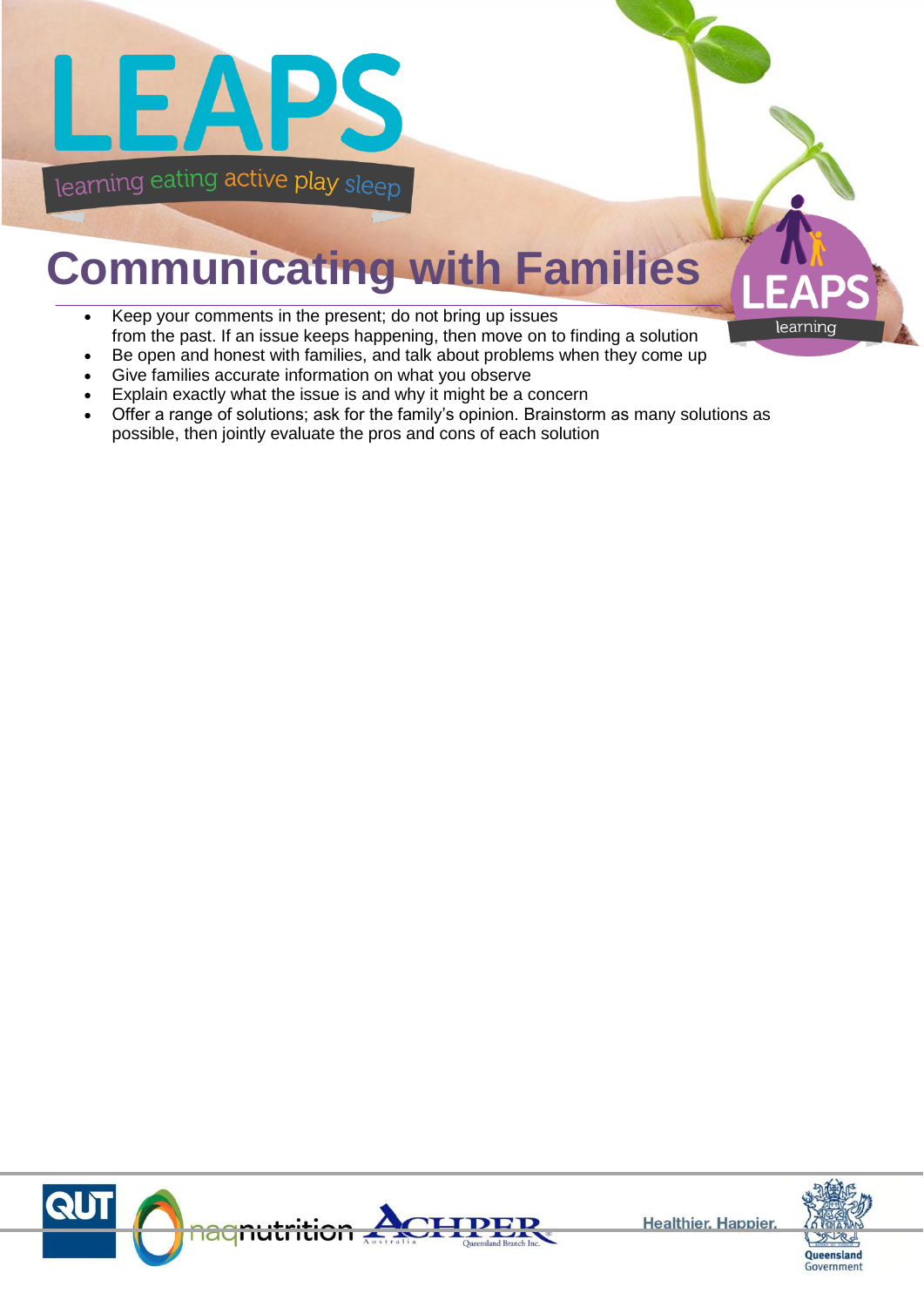# Communicating with Families

- Keep your comments in the present; do not bring up issues from the past. If an issue keeps happening, then move on to finding a solution
- Be open and honest with families, and talk about problems when they come up
- Give families accurate information on what you observe
- Explain exactly what the issue is and why it might be a concern
- Offer a range of solutions; ask for the family's opinion. Brainstorm as many solutions as possible, then jointly evaluate the pros and cons of each solution